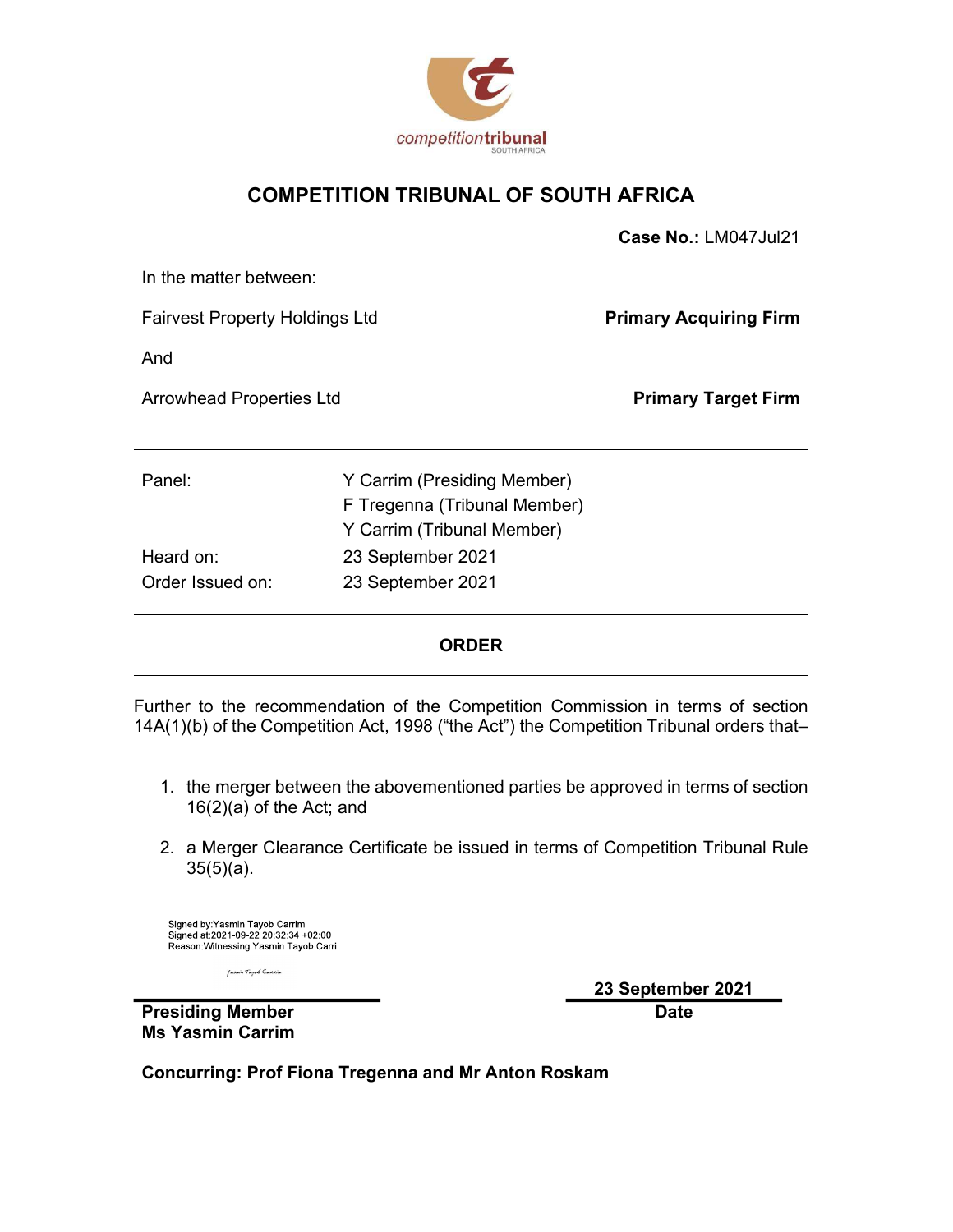competitiontribunal
SOUTH AFRICA

# COMPETITION TRIBUNAL OF SOUTH AFRICA

**Case No.:** LM047Jul21

In the matter between:

| | |
|---|---|
| Fairvest Property Holdings Ltd | **Primary Acquiring Firm** |
| And | |
| Arrowhead Properties Ltd | **Primary Target Firm** |

---

| | |
|---|---|
| Panel: | Y Carrim (Presiding Member) |
| | F Tregenna (Tribunal Member) |
| | Y Carrim (Tribunal Member) |
| Heard on: | 23 September 2021 |
| Order Issued on: | 23 September 2021 |

---

## ORDER

---

Further to the recommendation of the Competition Commission in terms of section 14A(1)(b) of the Competition Act, 1998 ("the Act") the Competition Tribunal orders that–

1. the merger between the abovementioned parties be approved in terms of section 16(2)(a) of the Act; and
2. a Merger Clearance Certificate be issued in terms of Competition Tribunal Rule 35(5)(a).

Signed by:Yasmin Tayob Carrim
Signed at:2021-09-22 20:32:34 +02:00
Reason:Witnessing Yasmin Tayob Carri

Yasmin Tayob Carrim

| | |
|---|---|
| | **23 September 2021** |
| **Presiding Member** | **Date** |
| **Ms Yasmin Carrim** | |

**Concurring: Prof Fiona Tregenna and Mr Anton Roskam**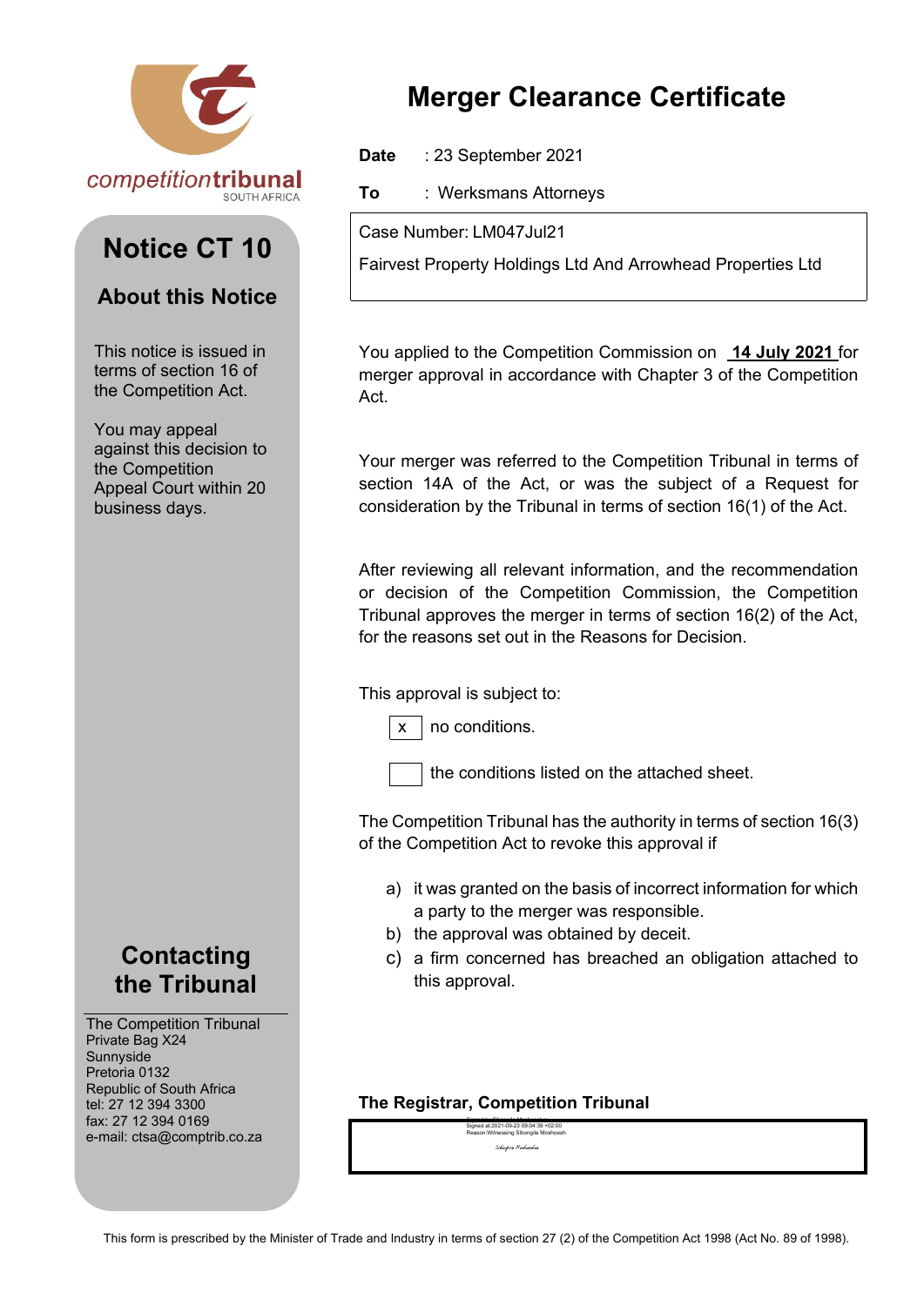competitiontribunal
SOUTH AFRICA

# Notice CT 10

## About this Notice

This notice is issued in terms of section 16 of the Competition Act.

You may appeal against this decision to the Competition Appeal Court within 20 business days.

## Contacting the Tribunal

The Competition Tribunal
Private Bag X24
Sunnyside
Pretoria 0132
Republic of South Africa
tel: 27 12 394 3300
fax: 27 12 394 0169
e-mail: ctsa@comptrib.co.za

# Merger Clearance Certificate

**Date** : 23 September 2021

**To** : Werksmans Attorneys

Case Number: LM047Jul21

Fairvest Property Holdings Ltd And Arrowhead Properties Ltd

You applied to the Competition Commission on **14 July 2021** for merger approval in accordance with Chapter 3 of the Competition Act.

Your merger was referred to the Competition Tribunal in terms of section 14A of the Act, or was the subject of a Request for consideration by the Tribunal in terms of section 16(1) of the Act.

After reviewing all relevant information, and the recommendation or decision of the Competition Commission, the Competition Tribunal approves the merger in terms of section 16(2) of the Act, for the reasons set out in the Reasons for Decision.

This approval is subject to:

- [x] no conditions.
- [ ] the conditions listed on the attached sheet.

The Competition Tribunal has the authority in terms of section 16(3) of the Competition Act to revoke this approval if

a) it was granted on the basis of incorrect information for which a party to the merger was responsible.
b) the approval was obtained by deceit.
c) a firm concerned has breached an obligation attached to this approval.

**The Registrar, Competition Tribunal**

Signed at:2021-09-23 09:04:39 +02:00
Reason:Witnessing Sibongile Moshoesh

This form is prescribed by the Minister of Trade and Industry in terms of section 27 (2) of the Competition Act 1998 (Act No. 89 of 1998).